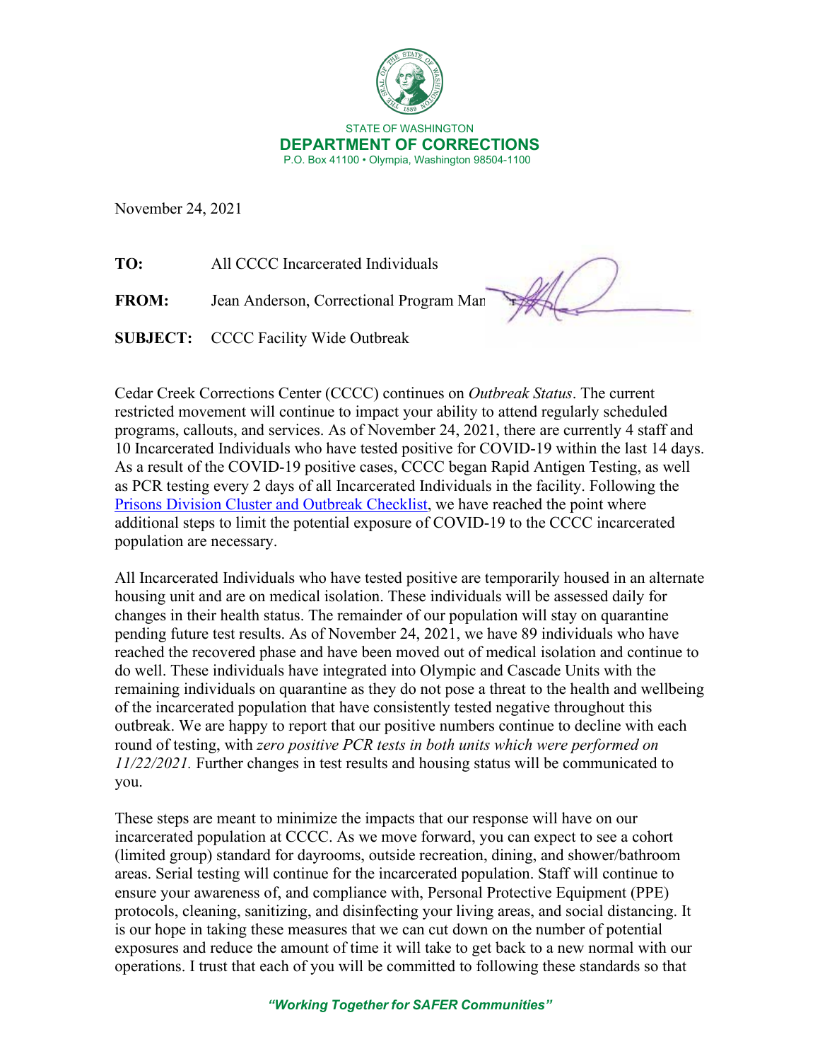STATE OF WASHINGTON

**DEPARTMENT OF CORRECTIONS**

P.O. Box 41100 • Olympia, Washington 98504-1100

November 24, 2021

**TO:** All CCCC Incarcerated Individuals

**FROM:** Jean Anderson, Correctional Program Man

**SUBJECT:** CCCC Facility Wide Outbreak

Cedar Creek Corrections Center (CCCC) continues on *Outbreak Status*. The current restricted movement will continue to impact your ability to attend regularly scheduled programs, callouts, and services. As of November 24, 2021, there are currently 4 staff and 10 Incarcerated Individuals who have tested positive for COVID-19 within the last 14 days. As a result of the COVID-19 positive cases, CCCC began Rapid Antigen Testing, as well as PCR testing every 2 days of all Incarcerated Individuals in the facility. Following the Prisons Division Cluster and Outbreak Checklist, we have reached the point where additional steps to limit the potential exposure of COVID-19 to the CCCC incarcerated population are necessary.

All Incarcerated Individuals who have tested positive are temporarily housed in an alternate housing unit and are on medical isolation. These individuals will be assessed daily for changes in their health status. The remainder of our population will stay on quarantine pending future test results. As of November 24, 2021, we have 89 individuals who have reached the recovered phase and have been moved out of medical isolation and continue to do well. These individuals have integrated into Olympic and Cascade Units with the remaining individuals on quarantine as they do not pose a threat to the health and wellbeing of the incarcerated population that have consistently tested negative throughout this outbreak. We are happy to report that our positive numbers continue to decline with each round of testing, with *zero positive PCR tests in both units which were performed on 11/22/2021.* Further changes in test results and housing status will be communicated to you.

These steps are meant to minimize the impacts that our response will have on our incarcerated population at CCCC. As we move forward, you can expect to see a cohort (limited group) standard for dayrooms, outside recreation, dining, and shower/bathroom areas. Serial testing will continue for the incarcerated population. Staff will continue to ensure your awareness of, and compliance with, Personal Protective Equipment (PPE) protocols, cleaning, sanitizing, and disinfecting your living areas, and social distancing. It is our hope in taking these measures that we can cut down on the number of potential exposures and reduce the amount of time it will take to get back to a new normal with our operations. I trust that each of you will be committed to following these standards so that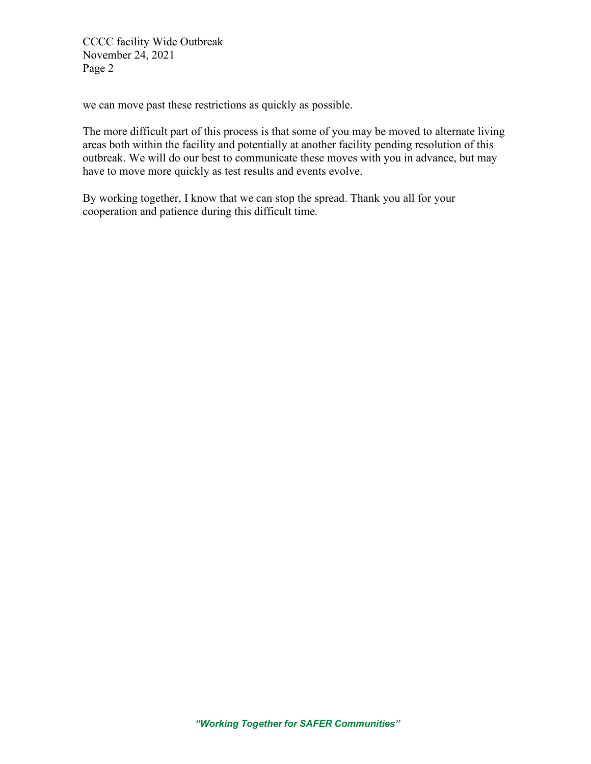we can move past these restrictions as quickly as possible.

The more difficult part of this process is that some of you may be moved to alternate living areas both within the facility and potentially at another facility pending resolution of this outbreak. We will do our best to communicate these moves with you in advance, but may have to move more quickly as test results and events evolve.

By working together, I know that we can stop the spread. Thank you all for your cooperation and patience during this difficult time.